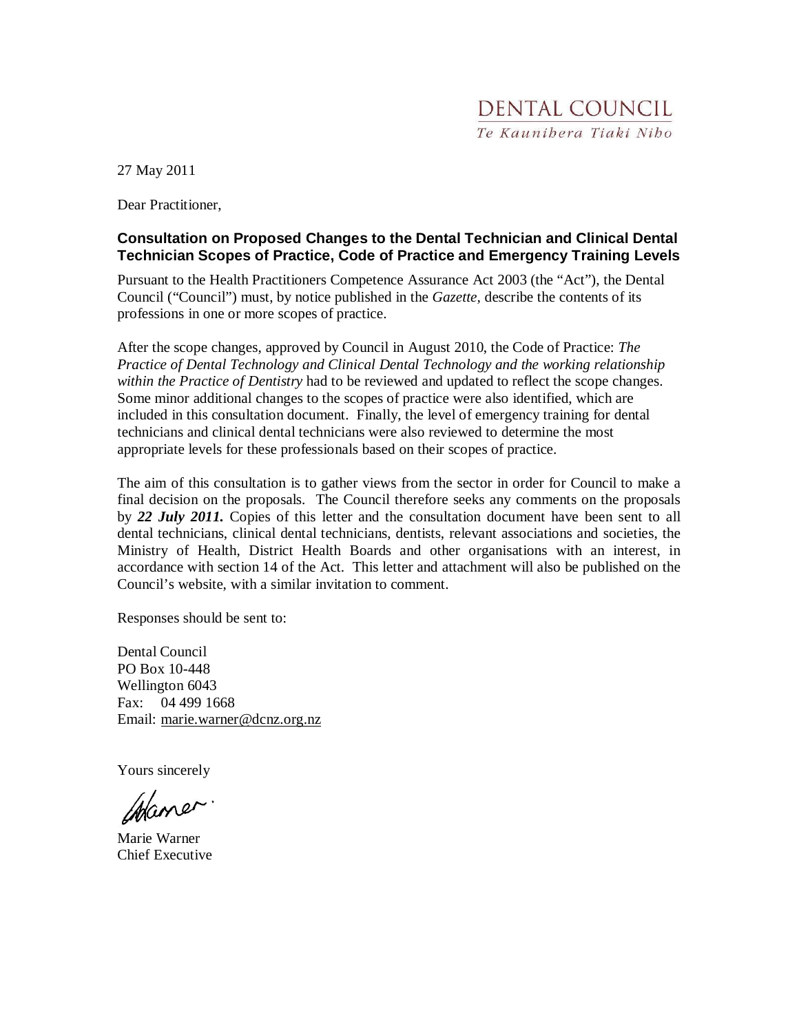DENTAL COUNCIL
*Te Kaunihera Tiaki Niho*

27 May 2011

Dear Practitioner,

**Consultation on Proposed Changes to the Dental Technician and Clinical Dental Technician Scopes of Practice, Code of Practice and Emergency Training Levels**

Pursuant to the Health Practitioners Competence Assurance Act 2003 (the "Act"), the Dental Council ("Council") must, by notice published in the *Gazette*, describe the contents of its professions in one or more scopes of practice.

After the scope changes, approved by Council in August 2010, the Code of Practice: *The Practice of Dental Technology and Clinical Dental Technology and the working relationship within the Practice of Dentistry* had to be reviewed and updated to reflect the scope changes. Some minor additional changes to the scopes of practice were also identified, which are included in this consultation document. Finally, the level of emergency training for dental technicians and clinical dental technicians were also reviewed to determine the most appropriate levels for these professionals based on their scopes of practice.

The aim of this consultation is to gather views from the sector in order for Council to make a final decision on the proposals. The Council therefore seeks any comments on the proposals by ***22 July 2011.*** Copies of this letter and the consultation document have been sent to all dental technicians, clinical dental technicians, dentists, relevant associations and societies, the Ministry of Health, District Health Boards and other organisations with an interest, in accordance with section 14 of the Act. This letter and attachment will also be published on the Council's website, with a similar invitation to comment.

Responses should be sent to:

Dental Council  
PO Box 10-448  
Wellington 6043  
Fax: 04 499 1668  
Email: marie.warner@dcnz.org.nz

Yours sincerely

Marie Warner  
Chief Executive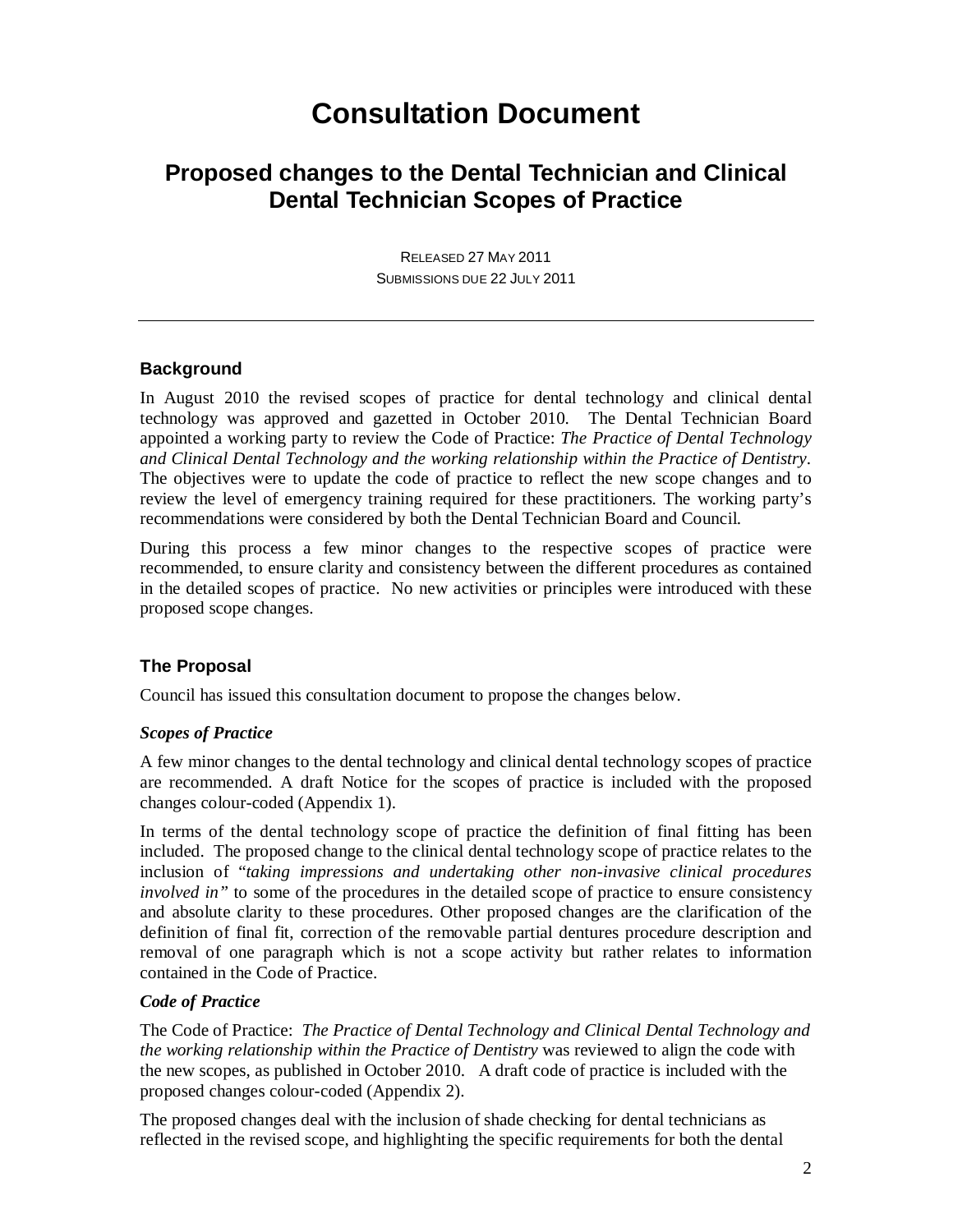# Consultation Document

## Proposed changes to the Dental Technician and Clinical Dental Technician Scopes of Practice

RELEASED 27 MAY 2011
SUBMISSIONS DUE 22 JULY 2011

---

### Background

In August 2010 the revised scopes of practice for dental technology and clinical dental technology was approved and gazetted in October 2010. The Dental Technician Board appointed a working party to review the Code of Practice: *The Practice of Dental Technology and Clinical Dental Technology and the working relationship within the Practice of Dentistry*. The objectives were to update the code of practice to reflect the new scope changes and to review the level of emergency training required for these practitioners. The working party's recommendations were considered by both the Dental Technician Board and Council.

During this process a few minor changes to the respective scopes of practice were recommended, to ensure clarity and consistency between the different procedures as contained in the detailed scopes of practice. No new activities or principles were introduced with these proposed scope changes.

### The Proposal

Council has issued this consultation document to propose the changes below.

#### *Scopes of Practice*

A few minor changes to the dental technology and clinical dental technology scopes of practice are recommended. A draft Notice for the scopes of practice is included with the proposed changes colour-coded (Appendix 1).

In terms of the dental technology scope of practice the definition of final fitting has been included. The proposed change to the clinical dental technology scope of practice relates to the inclusion of "*taking impressions and undertaking other non-invasive clinical procedures involved in"* to some of the procedures in the detailed scope of practice to ensure consistency and absolute clarity to these procedures. Other proposed changes are the clarification of the definition of final fit, correction of the removable partial dentures procedure description and removal of one paragraph which is not a scope activity but rather relates to information contained in the Code of Practice.

#### *Code of Practice*

The Code of Practice: *The Practice of Dental Technology and Clinical Dental Technology and the working relationship within the Practice of Dentistry* was reviewed to align the code with the new scopes, as published in October 2010. A draft code of practice is included with the proposed changes colour-coded (Appendix 2).

The proposed changes deal with the inclusion of shade checking for dental technicians as reflected in the revised scope, and highlighting the specific requirements for both the dental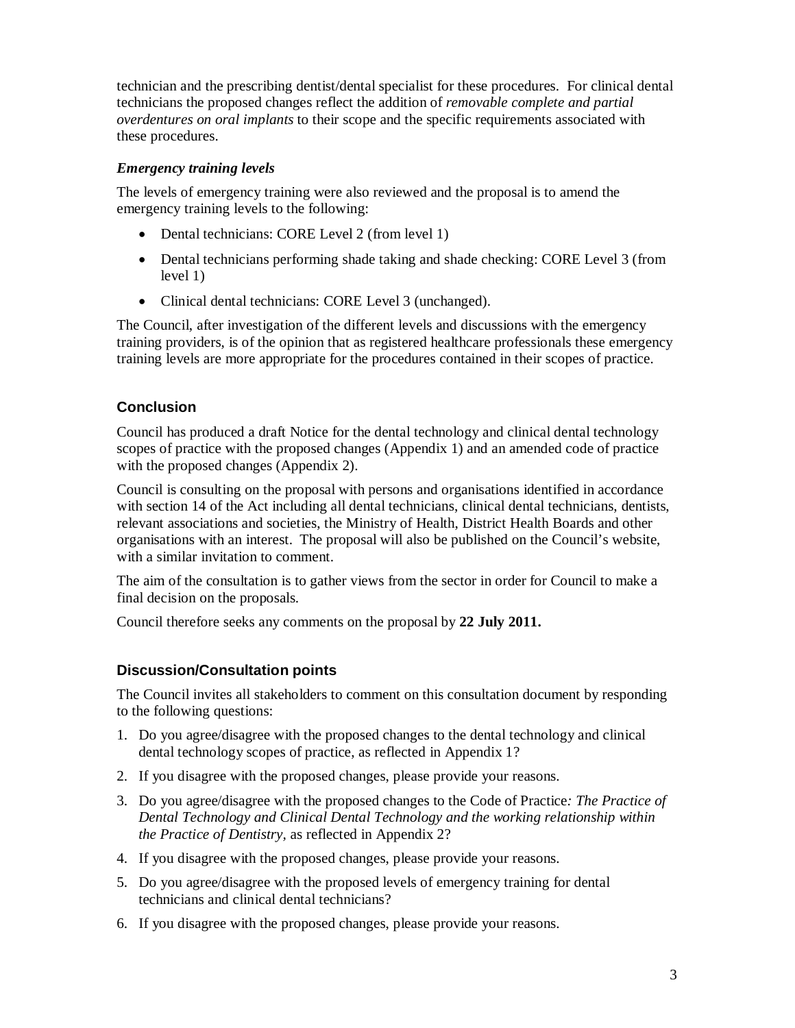technician and the prescribing dentist/dental specialist for these procedures. For clinical dental technicians the proposed changes reflect the addition of *removable complete and partial overdentures on oral implants* to their scope and the specific requirements associated with these procedures.

### *Emergency training levels*

The levels of emergency training were also reviewed and the proposal is to amend the emergency training levels to the following:

- Dental technicians: CORE Level 2 (from level 1)
- Dental technicians performing shade taking and shade checking: CORE Level 3 (from level 1)
- Clinical dental technicians: CORE Level 3 (unchanged).

The Council, after investigation of the different levels and discussions with the emergency training providers, is of the opinion that as registered healthcare professionals these emergency training levels are more appropriate for the procedures contained in their scopes of practice.

## Conclusion

Council has produced a draft Notice for the dental technology and clinical dental technology scopes of practice with the proposed changes (Appendix 1) and an amended code of practice with the proposed changes (Appendix 2).

Council is consulting on the proposal with persons and organisations identified in accordance with section 14 of the Act including all dental technicians, clinical dental technicians, dentists, relevant associations and societies, the Ministry of Health, District Health Boards and other organisations with an interest. The proposal will also be published on the Council's website, with a similar invitation to comment.

The aim of the consultation is to gather views from the sector in order for Council to make a final decision on the proposals.

Council therefore seeks any comments on the proposal by **22 July 2011.**

## Discussion/Consultation points

The Council invites all stakeholders to comment on this consultation document by responding to the following questions:

1. Do you agree/disagree with the proposed changes to the dental technology and clinical dental technology scopes of practice, as reflected in Appendix 1?
2. If you disagree with the proposed changes, please provide your reasons.
3. Do you agree/disagree with the proposed changes to the Code of Practice*: The Practice of Dental Technology and Clinical Dental Technology and the working relationship within the Practice of Dentistry*, as reflected in Appendix 2?
4. If you disagree with the proposed changes, please provide your reasons.
5. Do you agree/disagree with the proposed levels of emergency training for dental technicians and clinical dental technicians?
6. If you disagree with the proposed changes, please provide your reasons.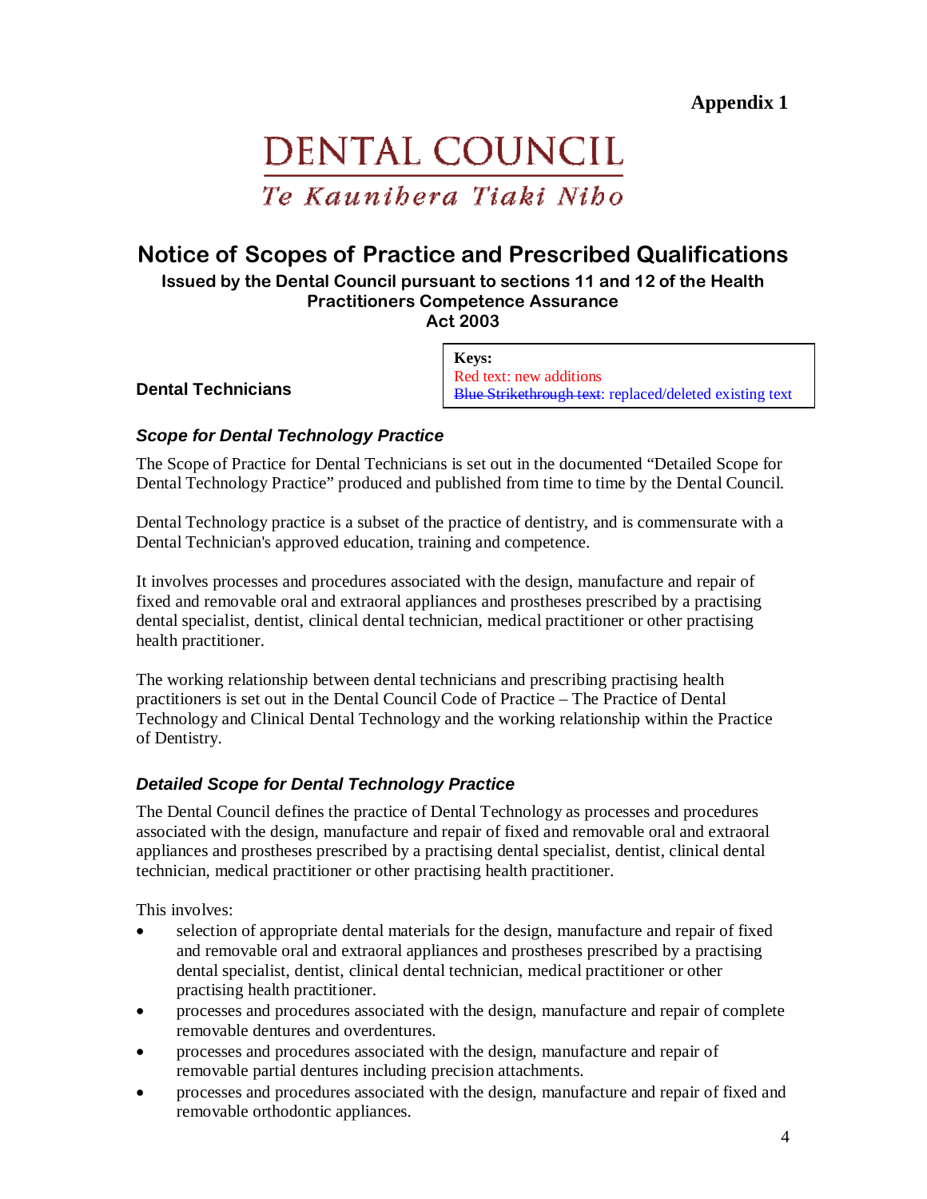**Appendix 1**

# DENTAL COUNCIL

*Te Kaunihera Tiaki Niho*

## Notice of Scopes of Practice and Prescribed Qualifications

**Issued by the Dental Council pursuant to sections 11 and 12 of the Health Practitioners Competence Assurance Act 2003**

**Keys:**
Red text: new additions
~~Blue Strikethrough text~~: replaced/deleted existing text

### Dental Technicians

#### *Scope for Dental Technology Practice*

The Scope of Practice for Dental Technicians is set out in the documented "Detailed Scope for Dental Technology Practice" produced and published from time to time by the Dental Council.

Dental Technology practice is a subset of the practice of dentistry, and is commensurate with a Dental Technician's approved education, training and competence.

It involves processes and procedures associated with the design, manufacture and repair of fixed and removable oral and extraoral appliances and prostheses prescribed by a practising dental specialist, dentist, clinical dental technician, medical practitioner or other practising health practitioner.

The working relationship between dental technicians and prescribing practising health practitioners is set out in the Dental Council Code of Practice – The Practice of Dental Technology and Clinical Dental Technology and the working relationship within the Practice of Dentistry.

#### *Detailed Scope for Dental Technology Practice*

The Dental Council defines the practice of Dental Technology as processes and procedures associated with the design, manufacture and repair of fixed and removable oral and extraoral appliances and prostheses prescribed by a practising dental specialist, dentist, clinical dental technician, medical practitioner or other practising health practitioner.

This involves:

- selection of appropriate dental materials for the design, manufacture and repair of fixed and removable oral and extraoral appliances and prostheses prescribed by a practising dental specialist, dentist, clinical dental technician, medical practitioner or other practising health practitioner.
- processes and procedures associated with the design, manufacture and repair of complete removable dentures and overdentures.
- processes and procedures associated with the design, manufacture and repair of removable partial dentures including precision attachments.
- processes and procedures associated with the design, manufacture and repair of fixed and removable orthodontic appliances.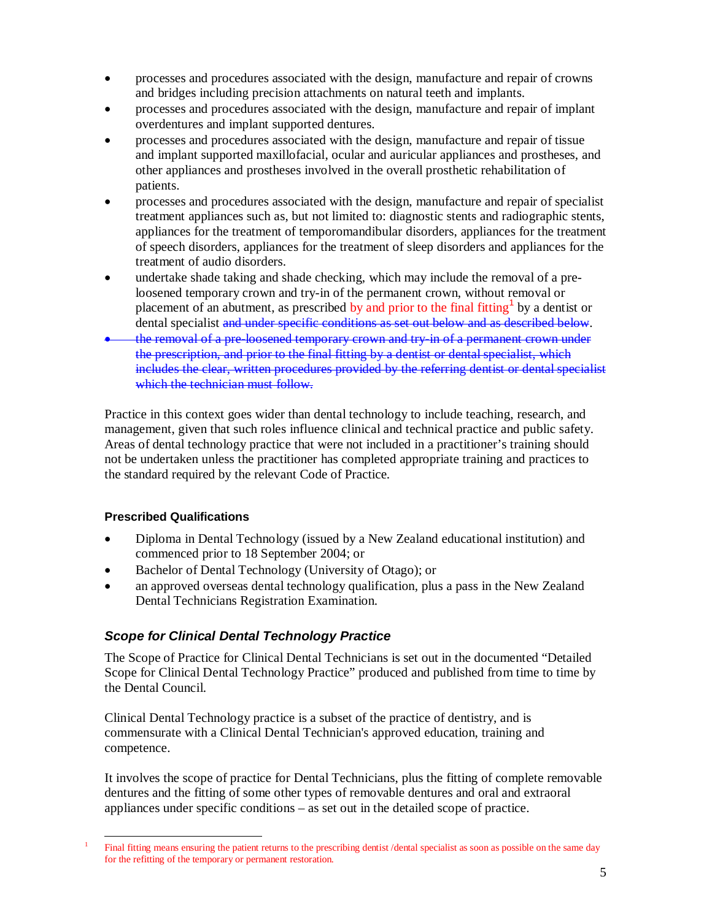- processes and procedures associated with the design, manufacture and repair of crowns and bridges including precision attachments on natural teeth and implants.
- processes and procedures associated with the design, manufacture and repair of implant overdentures and implant supported dentures.
- processes and procedures associated with the design, manufacture and repair of tissue and implant supported maxillofacial, ocular and auricular appliances and prostheses, and other appliances and prostheses involved in the overall prosthetic rehabilitation of patients.
- processes and procedures associated with the design, manufacture and repair of specialist treatment appliances such as, but not limited to: diagnostic stents and radiographic stents, appliances for the treatment of temporomandibular disorders, appliances for the treatment of speech disorders, appliances for the treatment of sleep disorders and appliances for the treatment of audio disorders.
- undertake shade taking and shade checking, which may include the removal of a pre-loosened temporary crown and try-in of the permanent crown, without removal or placement of an abutment, as prescribed by and prior to the final fitting[1] by a dentist or dental specialist ~~and under specific conditions as set out below and as described below~~.
- ~~the removal of a pre-loosened temporary crown and try-in of a permanent crown under the prescription, and prior to the final fitting by a dentist or dental specialist, which includes the clear, written procedures provided by the referring dentist or dental specialist which the technician must follow.~~

Practice in this context goes wider than dental technology to include teaching, research, and management, given that such roles influence clinical and technical practice and public safety. Areas of dental technology practice that were not included in a practitioner's training should not be undertaken unless the practitioner has completed appropriate training and practices to the standard required by the relevant Code of Practice.

#### Prescribed Qualifications

- Diploma in Dental Technology (issued by a New Zealand educational institution) and commenced prior to 18 September 2004; or
- Bachelor of Dental Technology (University of Otago); or
- an approved overseas dental technology qualification, plus a pass in the New Zealand Dental Technicians Registration Examination.

### *Scope for Clinical Dental Technology Practice*

The Scope of Practice for Clinical Dental Technicians is set out in the documented "Detailed Scope for Clinical Dental Technology Practice" produced and published from time to time by the Dental Council.

Clinical Dental Technology practice is a subset of the practice of dentistry, and is commensurate with a Clinical Dental Technician's approved education, training and competence.

It involves the scope of practice for Dental Technicians, plus the fitting of complete removable dentures and the fitting of some other types of removable dentures and oral and extraoral appliances under specific conditions – as set out in the detailed scope of practice.

---

[1] Final fitting means ensuring the patient returns to the prescribing dentist /dental specialist as soon as possible on the same day for the refitting of the temporary or permanent restoration.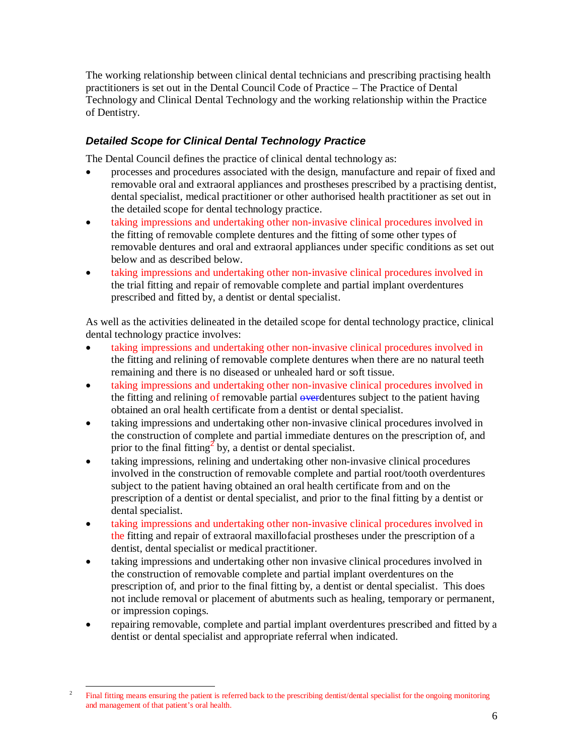The working relationship between clinical dental technicians and prescribing practising health practitioners is set out in the Dental Council Code of Practice – The Practice of Dental Technology and Clinical Dental Technology and the working relationship within the Practice of Dentistry.

### *Detailed Scope for Clinical Dental Technology Practice*

The Dental Council defines the practice of clinical dental technology as:

- processes and procedures associated with the design, manufacture and repair of fixed and removable oral and extraoral appliances and prostheses prescribed by a practising dentist, dental specialist, medical practitioner or other authorised health practitioner as set out in the detailed scope for dental technology practice.
- taking impressions and undertaking other non-invasive clinical procedures involved in the fitting of removable complete dentures and the fitting of some other types of removable dentures and oral and extraoral appliances under specific conditions as set out below and as described below.
- taking impressions and undertaking other non-invasive clinical procedures involved in the trial fitting and repair of removable complete and partial implant overdentures prescribed and fitted by, a dentist or dental specialist.

As well as the activities delineated in the detailed scope for dental technology practice, clinical dental technology practice involves:

- taking impressions and undertaking other non-invasive clinical procedures involved in the fitting and relining of removable complete dentures when there are no natural teeth remaining and there is no diseased or unhealed hard or soft tissue.
- taking impressions and undertaking other non-invasive clinical procedures involved in the fitting and relining of removable partial ~~over~~dentures subject to the patient having obtained an oral health certificate from a dentist or dental specialist.
- taking impressions and undertaking other non-invasive clinical procedures involved in the construction of complete and partial immediate dentures on the prescription of, and prior to the final fitting[2] by, a dentist or dental specialist.
- taking impressions, relining and undertaking other non-invasive clinical procedures involved in the construction of removable complete and partial root/tooth overdentures subject to the patient having obtained an oral health certificate from and on the prescription of a dentist or dental specialist, and prior to the final fitting by a dentist or dental specialist.
- taking impressions and undertaking other non-invasive clinical procedures involved in the fitting and repair of extraoral maxillofacial prostheses under the prescription of a dentist, dental specialist or medical practitioner.
- taking impressions and undertaking other non invasive clinical procedures involved in the construction of removable complete and partial implant overdentures on the prescription of, and prior to the final fitting by, a dentist or dental specialist. This does not include removal or placement of abutments such as healing, temporary or permanent, or impression copings.
- repairing removable, complete and partial implant overdentures prescribed and fitted by a dentist or dental specialist and appropriate referral when indicated.

---

[2] Final fitting means ensuring the patient is referred back to the prescribing dentist/dental specialist for the ongoing monitoring and management of that patient's oral health.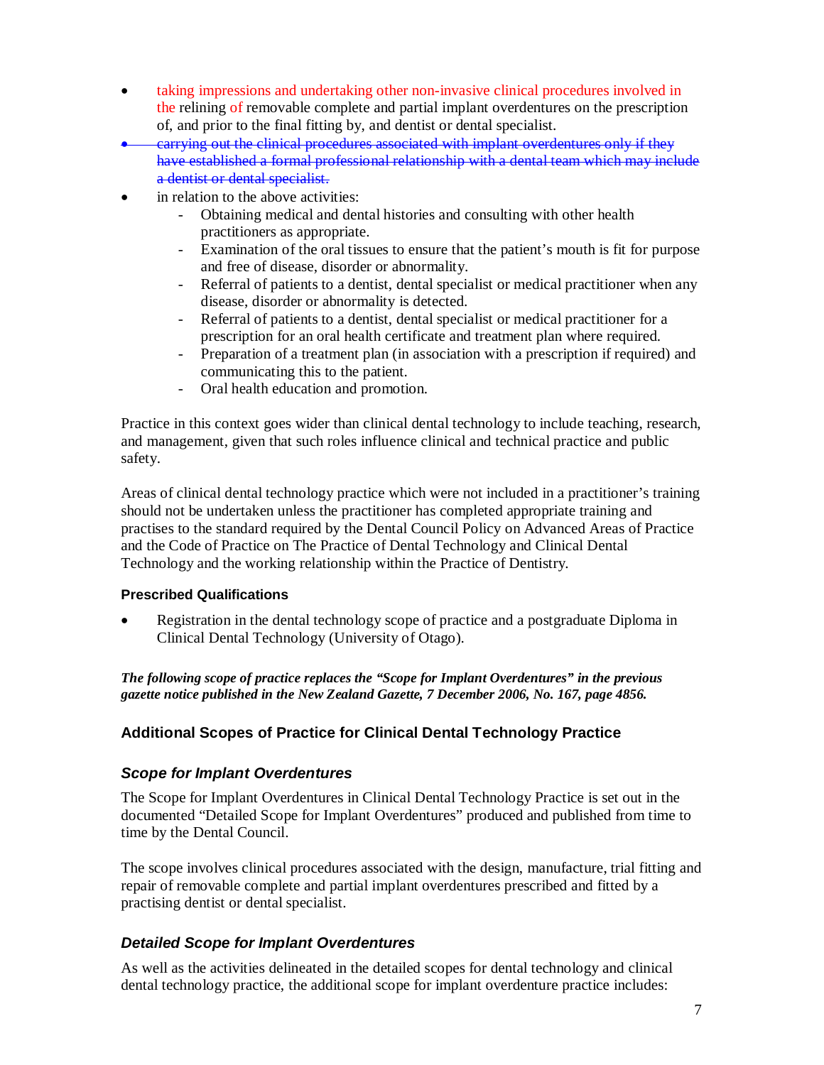- taking impressions and undertaking other non-invasive clinical procedures involved in the relining of removable complete and partial implant overdentures on the prescription of, and prior to the final fitting by, and dentist or dental specialist.
- ~~carrying out the clinical procedures associated with implant overdentures only if they have established a formal professional relationship with a dental team which may include a dentist or dental specialist.~~
- in relation to the above activities:
  - Obtaining medical and dental histories and consulting with other health practitioners as appropriate.
  - Examination of the oral tissues to ensure that the patient's mouth is fit for purpose and free of disease, disorder or abnormality.
  - Referral of patients to a dentist, dental specialist or medical practitioner when any disease, disorder or abnormality is detected.
  - Referral of patients to a dentist, dental specialist or medical practitioner for a prescription for an oral health certificate and treatment plan where required.
  - Preparation of a treatment plan (in association with a prescription if required) and communicating this to the patient.
  - Oral health education and promotion.

Practice in this context goes wider than clinical dental technology to include teaching, research, and management, given that such roles influence clinical and technical practice and public safety.

Areas of clinical dental technology practice which were not included in a practitioner's training should not be undertaken unless the practitioner has completed appropriate training and practises to the standard required by the Dental Council Policy on Advanced Areas of Practice and the Code of Practice on The Practice of Dental Technology and Clinical Dental Technology and the working relationship within the Practice of Dentistry.

#### Prescribed Qualifications

- Registration in the dental technology scope of practice and a postgraduate Diploma in Clinical Dental Technology (University of Otago).

***The following scope of practice replaces the "Scope for Implant Overdentures" in the previous gazette notice published in the New Zealand Gazette, 7 December 2006, No. 167, page 4856.***

### Additional Scopes of Practice for Clinical Dental Technology Practice

#### *Scope for Implant Overdentures*

The Scope for Implant Overdentures in Clinical Dental Technology Practice is set out in the documented "Detailed Scope for Implant Overdentures" produced and published from time to time by the Dental Council.

The scope involves clinical procedures associated with the design, manufacture, trial fitting and repair of removable complete and partial implant overdentures prescribed and fitted by a practising dentist or dental specialist.

#### *Detailed Scope for Implant Overdentures*

As well as the activities delineated in the detailed scopes for dental technology and clinical dental technology practice, the additional scope for implant overdenture practice includes: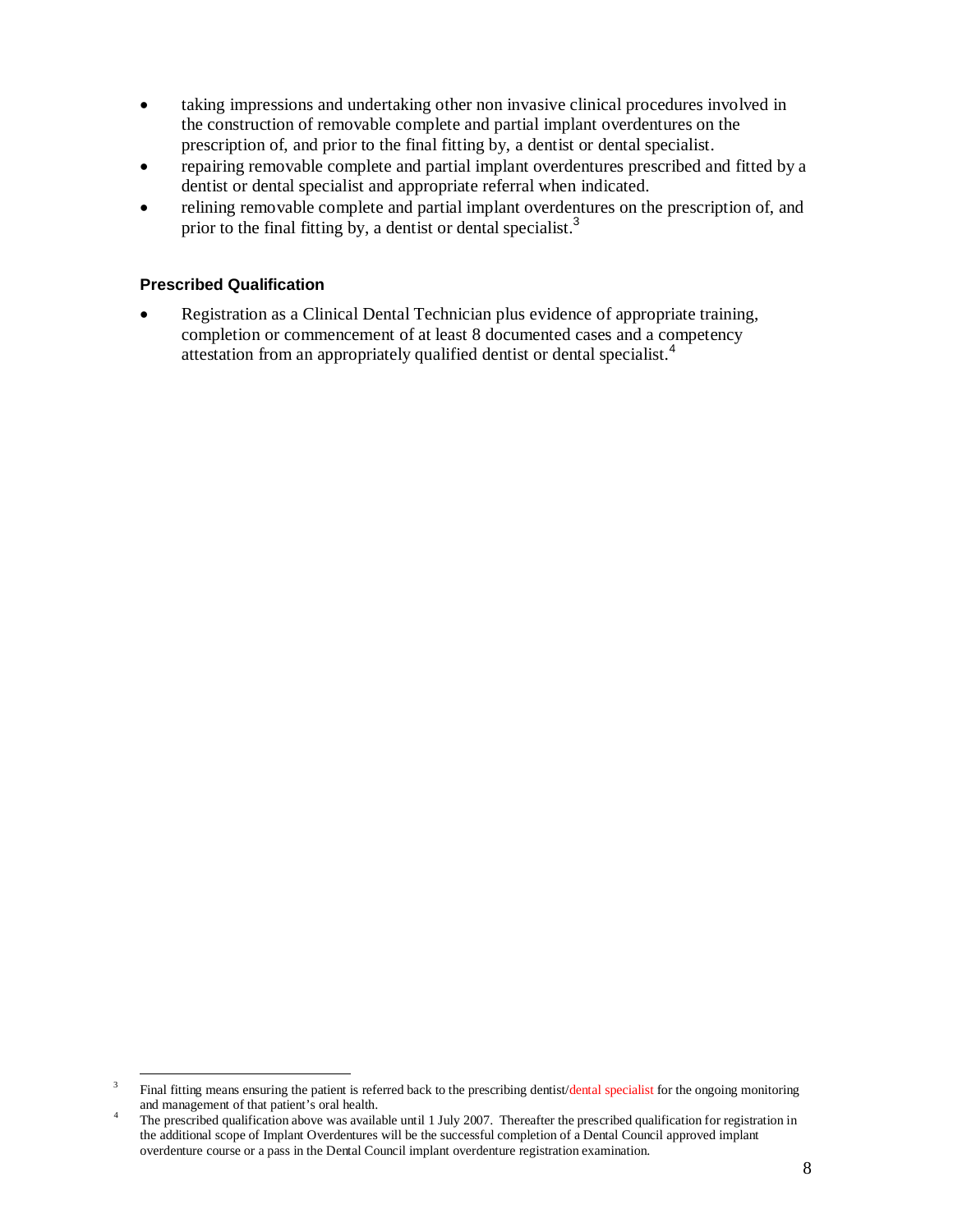- taking impressions and undertaking other non invasive clinical procedures involved in the construction of removable complete and partial implant overdentures on the prescription of, and prior to the final fitting by, a dentist or dental specialist.
- repairing removable complete and partial implant overdentures prescribed and fitted by a dentist or dental specialist and appropriate referral when indicated.
- relining removable complete and partial implant overdentures on the prescription of, and prior to the final fitting by, a dentist or dental specialist.[3]

### Prescribed Qualification

- Registration as a Clinical Dental Technician plus evidence of appropriate training, completion or commencement of at least 8 documented cases and a competency attestation from an appropriately qualified dentist or dental specialist.[4]

---

[3] Final fitting means ensuring the patient is referred back to the prescribing dentist/dental specialist for the ongoing monitoring and management of that patient's oral health.

[4] The prescribed qualification above was available until 1 July 2007. Thereafter the prescribed qualification for registration in the additional scope of Implant Overdentures will be the successful completion of a Dental Council approved implant overdenture course or a pass in the Dental Council implant overdenture registration examination.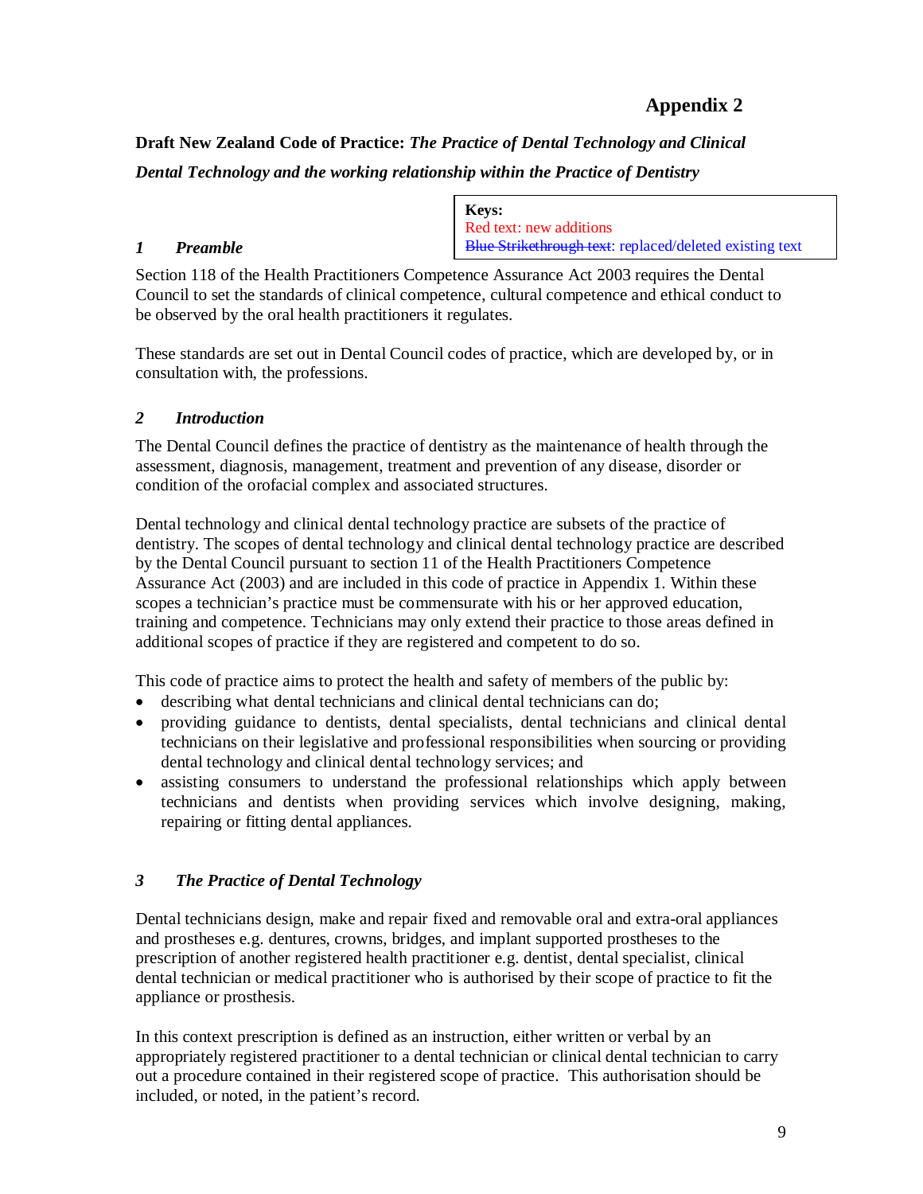# Appendix 2

**Draft New Zealand Code of Practice:** ***The Practice of Dental Technology and Clinical Dental Technology and the working relationship within the Practice of Dentistry***

> **Keys:**
> Red text: new additions
> ~~Blue Strikethrough text~~: replaced/deleted existing text

## *1 Preamble*

Section 118 of the Health Practitioners Competence Assurance Act 2003 requires the Dental Council to set the standards of clinical competence, cultural competence and ethical conduct to be observed by the oral health practitioners it regulates.

These standards are set out in Dental Council codes of practice, which are developed by, or in consultation with, the professions.

## *2 Introduction*

The Dental Council defines the practice of dentistry as the maintenance of health through the assessment, diagnosis, management, treatment and prevention of any disease, disorder or condition of the orofacial complex and associated structures.

Dental technology and clinical dental technology practice are subsets of the practice of dentistry. The scopes of dental technology and clinical dental technology practice are described by the Dental Council pursuant to section 11 of the Health Practitioners Competence Assurance Act (2003) and are included in this code of practice in Appendix 1. Within these scopes a technician's practice must be commensurate with his or her approved education, training and competence. Technicians may only extend their practice to those areas defined in additional scopes of practice if they are registered and competent to do so.

This code of practice aims to protect the health and safety of members of the public by:

- describing what dental technicians and clinical dental technicians can do;
- providing guidance to dentists, dental specialists, dental technicians and clinical dental technicians on their legislative and professional responsibilities when sourcing or providing dental technology and clinical dental technology services; and
- assisting consumers to understand the professional relationships which apply between technicians and dentists when providing services which involve designing, making, repairing or fitting dental appliances.

## *3 The Practice of Dental Technology*

Dental technicians design, make and repair fixed and removable oral and extra-oral appliances and prostheses e.g. dentures, crowns, bridges, and implant supported prostheses to the prescription of another registered health practitioner e.g. dentist, dental specialist, clinical dental technician or medical practitioner who is authorised by their scope of practice to fit the appliance or prosthesis.

In this context prescription is defined as an instruction, either written or verbal by an appropriately registered practitioner to a dental technician or clinical dental technician to carry out a procedure contained in their registered scope of practice. This authorisation should be included, or noted, in the patient's record.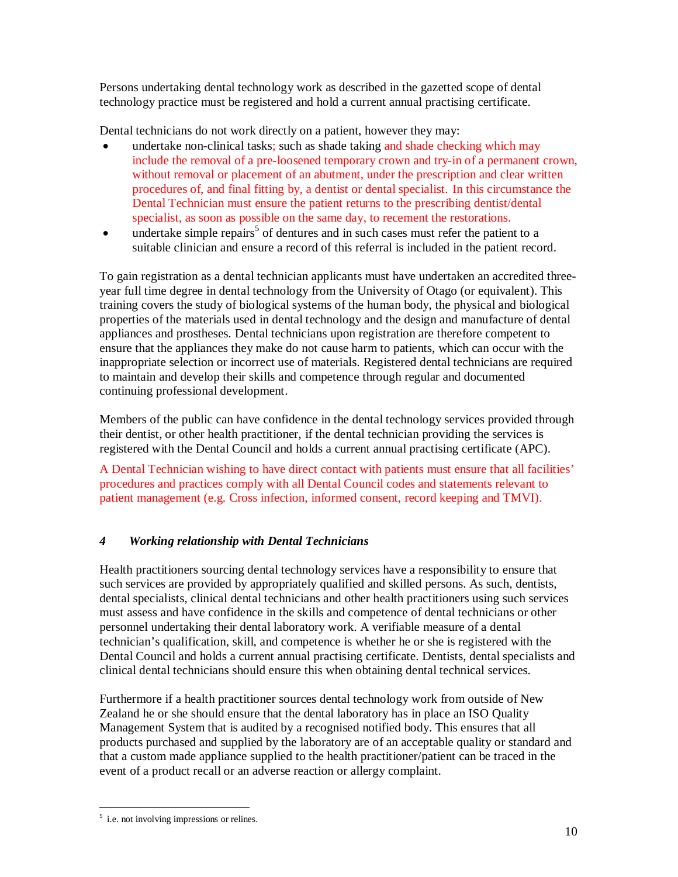Persons undertaking dental technology work as described in the gazetted scope of dental technology practice must be registered and hold a current annual practising certificate.

Dental technicians do not work directly on a patient, however they may:

- undertake non-clinical tasks; such as shade taking and shade checking which may include the removal of a pre-loosened temporary crown and try-in of a permanent crown, without removal or placement of an abutment, under the prescription and clear written procedures of, and final fitting by, a dentist or dental specialist. In this circumstance the Dental Technician must ensure the patient returns to the prescribing dentist/dental specialist, as soon as possible on the same day, to recement the restorations.
- undertake simple repairs[5] of dentures and in such cases must refer the patient to a suitable clinician and ensure a record of this referral is included in the patient record.

To gain registration as a dental technician applicants must have undertaken an accredited three-year full time degree in dental technology from the University of Otago (or equivalent). This training covers the study of biological systems of the human body, the physical and biological properties of the materials used in dental technology and the design and manufacture of dental appliances and prostheses. Dental technicians upon registration are therefore competent to ensure that the appliances they make do not cause harm to patients, which can occur with the inappropriate selection or incorrect use of materials. Registered dental technicians are required to maintain and develop their skills and competence through regular and documented continuing professional development.

Members of the public can have confidence in the dental technology services provided through their dentist, or other health practitioner, if the dental technician providing the services is registered with the Dental Council and holds a current annual practising certificate (APC).

A Dental Technician wishing to have direct contact with patients must ensure that all facilities' procedures and practices comply with all Dental Council codes and statements relevant to patient management (e.g. Cross infection, informed consent, record keeping and TMVI).

## *4 Working relationship with Dental Technicians*

Health practitioners sourcing dental technology services have a responsibility to ensure that such services are provided by appropriately qualified and skilled persons. As such, dentists, dental specialists, clinical dental technicians and other health practitioners using such services must assess and have confidence in the skills and competence of dental technicians or other personnel undertaking their dental laboratory work. A verifiable measure of a dental technician's qualification, skill, and competence is whether he or she is registered with the Dental Council and holds a current annual practising certificate. Dentists, dental specialists and clinical dental technicians should ensure this when obtaining dental technical services.

Furthermore if a health practitioner sources dental technology work from outside of New Zealand he or she should ensure that the dental laboratory has in place an ISO Quality Management System that is audited by a recognised notified body. This ensures that all products purchased and supplied by the laboratory are of an acceptable quality or standard and that a custom made appliance supplied to the health practitioner/patient can be traced in the event of a product recall or an adverse reaction or allergy complaint.

---

[5] i.e. not involving impressions or relines.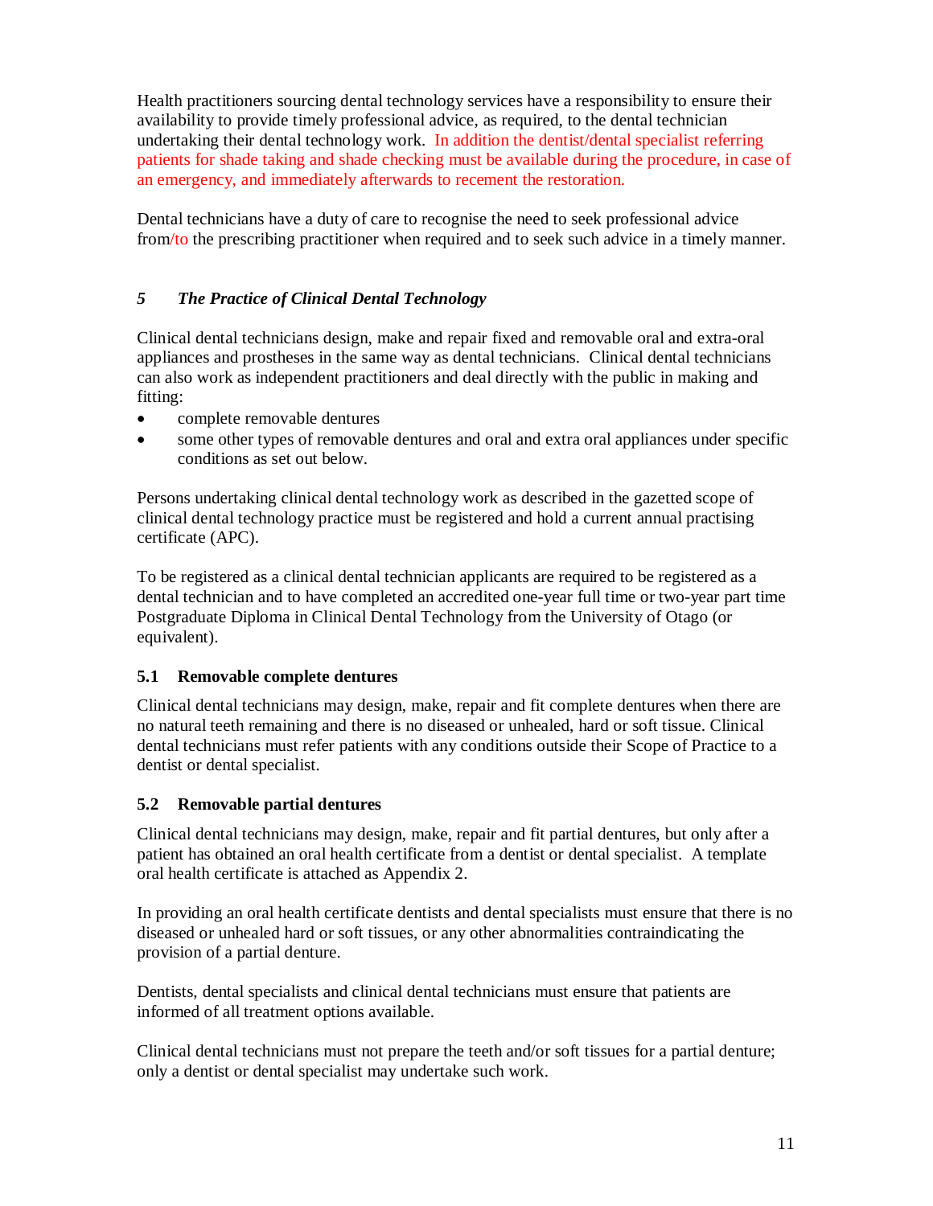Health practitioners sourcing dental technology services have a responsibility to ensure their availability to provide timely professional advice, as required, to the dental technician undertaking their dental technology work. In addition the dentist/dental specialist referring patients for shade taking and shade checking must be available during the procedure, in case of an emergency, and immediately afterwards to recement the restoration.

Dental technicians have a duty of care to recognise the need to seek professional advice from/to the prescribing practitioner when required and to seek such advice in a timely manner.

## *5 The Practice of Clinical Dental Technology*

Clinical dental technicians design, make and repair fixed and removable oral and extra-oral appliances and prostheses in the same way as dental technicians. Clinical dental technicians can also work as independent practitioners and deal directly with the public in making and fitting:

- complete removable dentures
- some other types of removable dentures and oral and extra oral appliances under specific conditions as set out below.

Persons undertaking clinical dental technology work as described in the gazetted scope of clinical dental technology practice must be registered and hold a current annual practising certificate (APC).

To be registered as a clinical dental technician applicants are required to be registered as a dental technician and to have completed an accredited one-year full time or two-year part time Postgraduate Diploma in Clinical Dental Technology from the University of Otago (or equivalent).

### 5.1 Removable complete dentures

Clinical dental technicians may design, make, repair and fit complete dentures when there are no natural teeth remaining and there is no diseased or unhealed, hard or soft tissue. Clinical dental technicians must refer patients with any conditions outside their Scope of Practice to a dentist or dental specialist.

### 5.2 Removable partial dentures

Clinical dental technicians may design, make, repair and fit partial dentures, but only after a patient has obtained an oral health certificate from a dentist or dental specialist. A template oral health certificate is attached as Appendix 2.

In providing an oral health certificate dentists and dental specialists must ensure that there is no diseased or unhealed hard or soft tissues, or any other abnormalities contraindicating the provision of a partial denture.

Dentists, dental specialists and clinical dental technicians must ensure that patients are informed of all treatment options available.

Clinical dental technicians must not prepare the teeth and/or soft tissues for a partial denture; only a dentist or dental specialist may undertake such work.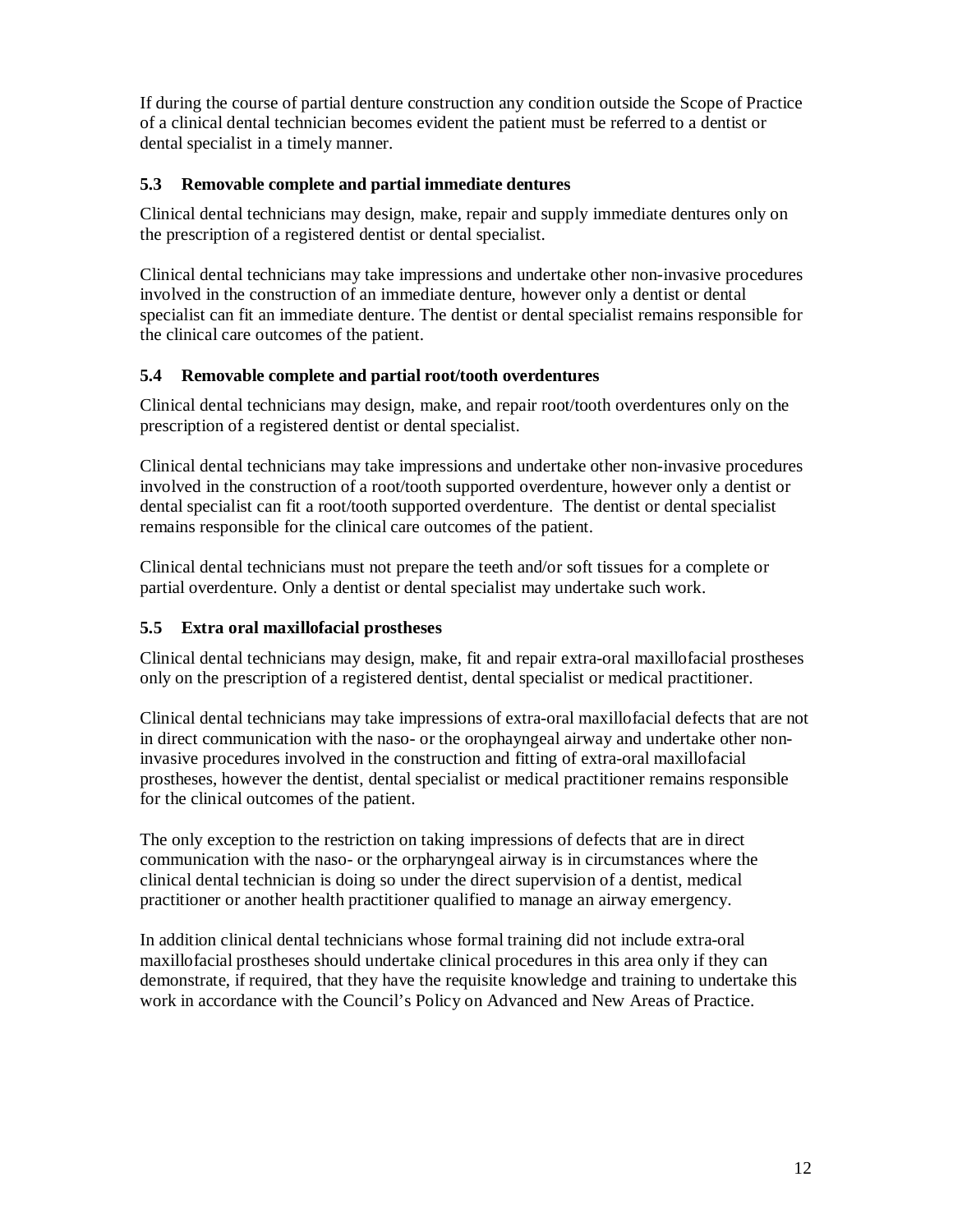If during the course of partial denture construction any condition outside the Scope of Practice of a clinical dental technician becomes evident the patient must be referred to a dentist or dental specialist in a timely manner.

### 5.3 Removable complete and partial immediate dentures

Clinical dental technicians may design, make, repair and supply immediate dentures only on the prescription of a registered dentist or dental specialist.

Clinical dental technicians may take impressions and undertake other non-invasive procedures involved in the construction of an immediate denture, however only a dentist or dental specialist can fit an immediate denture. The dentist or dental specialist remains responsible for the clinical care outcomes of the patient.

### 5.4 Removable complete and partial root/tooth overdentures

Clinical dental technicians may design, make, and repair root/tooth overdentures only on the prescription of a registered dentist or dental specialist.

Clinical dental technicians may take impressions and undertake other non-invasive procedures involved in the construction of a root/tooth supported overdenture, however only a dentist or dental specialist can fit a root/tooth supported overdenture. The dentist or dental specialist remains responsible for the clinical care outcomes of the patient.

Clinical dental technicians must not prepare the teeth and/or soft tissues for a complete or partial overdenture. Only a dentist or dental specialist may undertake such work.

### 5.5 Extra oral maxillofacial prostheses

Clinical dental technicians may design, make, fit and repair extra-oral maxillofacial prostheses only on the prescription of a registered dentist, dental specialist or medical practitioner.

Clinical dental technicians may take impressions of extra-oral maxillofacial defects that are not in direct communication with the naso- or the orophayngeal airway and undertake other non-invasive procedures involved in the construction and fitting of extra-oral maxillofacial prostheses, however the dentist, dental specialist or medical practitioner remains responsible for the clinical outcomes of the patient.

The only exception to the restriction on taking impressions of defects that are in direct communication with the naso- or the orpharyngeal airway is in circumstances where the clinical dental technician is doing so under the direct supervision of a dentist, medical practitioner or another health practitioner qualified to manage an airway emergency.

In addition clinical dental technicians whose formal training did not include extra-oral maxillofacial prostheses should undertake clinical procedures in this area only if they can demonstrate, if required, that they have the requisite knowledge and training to undertake this work in accordance with the Council's Policy on Advanced and New Areas of Practice.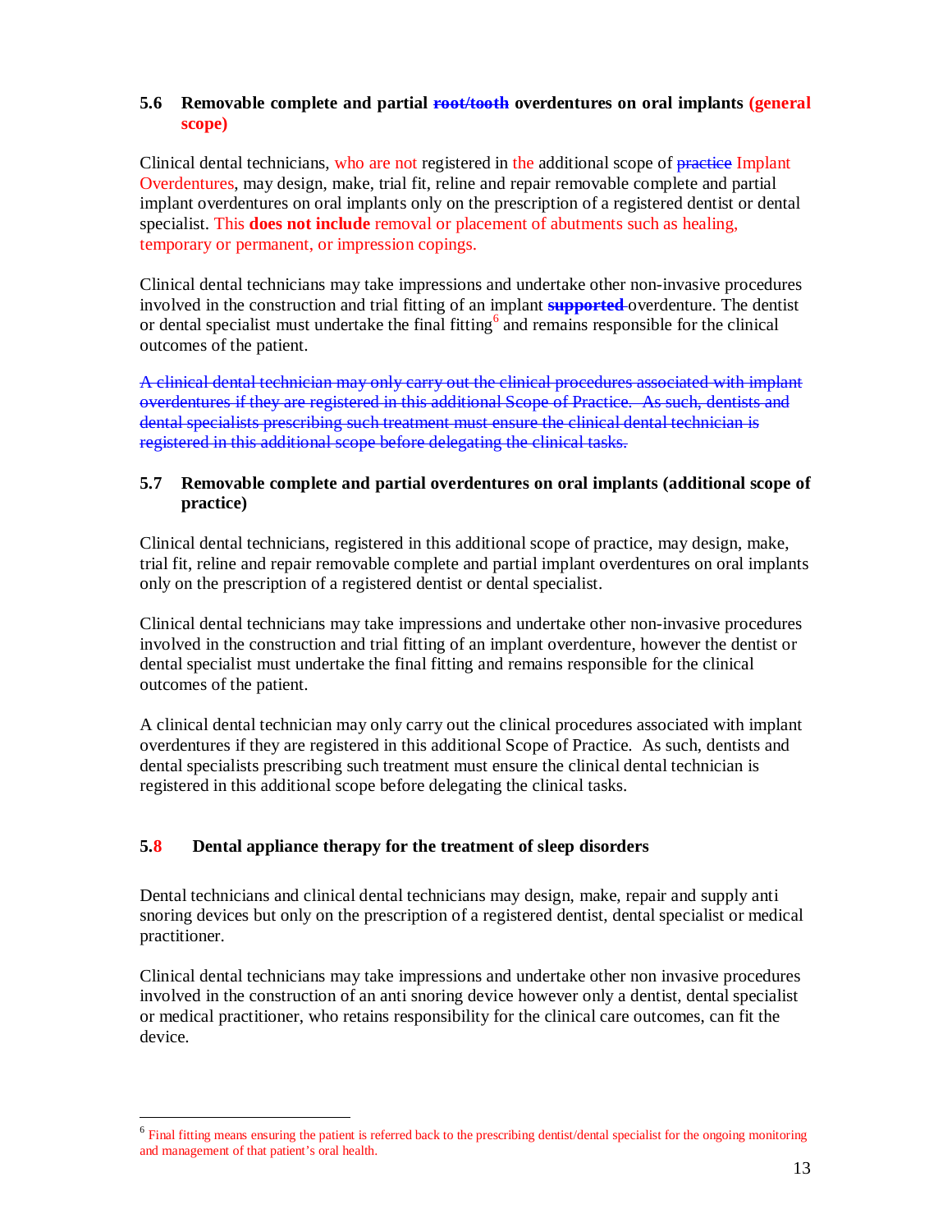### 5.6 Removable complete and partial ~~root/tooth~~ overdentures on oral implants (general scope)

Clinical dental technicians, who are not registered in the additional scope of ~~practice~~ Implant Overdentures, may design, make, trial fit, reline and repair removable complete and partial implant overdentures on oral implants only on the prescription of a registered dentist or dental specialist. This **does not include** removal or placement of abutments such as healing, temporary or permanent, or impression copings.

Clinical dental technicians may take impressions and undertake other non-invasive procedures involved in the construction and trial fitting of an implant ~~**supported**~~ overdenture. The dentist or dental specialist must undertake the final fitting[6] and remains responsible for the clinical outcomes of the patient.

~~A clinical dental technician may only carry out the clinical procedures associated with implant overdentures if they are registered in this additional Scope of Practice. As such, dentists and dental specialists prescribing such treatment must ensure the clinical dental technician is registered in this additional scope before delegating the clinical tasks.~~

### 5.7 Removable complete and partial overdentures on oral implants (additional scope of practice)

Clinical dental technicians, registered in this additional scope of practice, may design, make, trial fit, reline and repair removable complete and partial implant overdentures on oral implants only on the prescription of a registered dentist or dental specialist.

Clinical dental technicians may take impressions and undertake other non-invasive procedures involved in the construction and trial fitting of an implant overdenture, however the dentist or dental specialist must undertake the final fitting and remains responsible for the clinical outcomes of the patient.

A clinical dental technician may only carry out the clinical procedures associated with implant overdentures if they are registered in this additional Scope of Practice. As such, dentists and dental specialists prescribing such treatment must ensure the clinical dental technician is registered in this additional scope before delegating the clinical tasks.

### 5.8 Dental appliance therapy for the treatment of sleep disorders

Dental technicians and clinical dental technicians may design, make, repair and supply anti snoring devices but only on the prescription of a registered dentist, dental specialist or medical practitioner.

Clinical dental technicians may take impressions and undertake other non invasive procedures involved in the construction of an anti snoring device however only a dentist, dental specialist or medical practitioner, who retains responsibility for the clinical care outcomes, can fit the device.

---

[6] Final fitting means ensuring the patient is referred back to the prescribing dentist/dental specialist for the ongoing monitoring and management of that patient's oral health.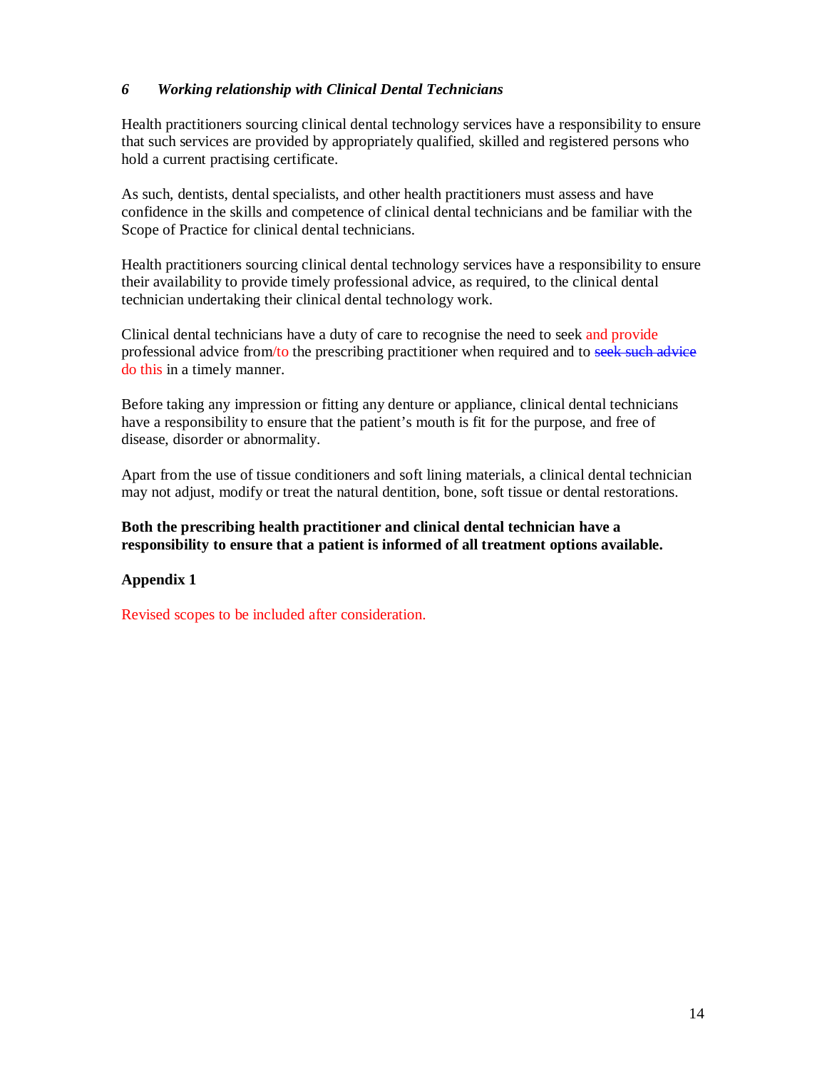## 6 *Working relationship with Clinical Dental Technicians*

Health practitioners sourcing clinical dental technology services have a responsibility to ensure that such services are provided by appropriately qualified, skilled and registered persons who hold a current practising certificate.

As such, dentists, dental specialists, and other health practitioners must assess and have confidence in the skills and competence of clinical dental technicians and be familiar with the Scope of Practice for clinical dental technicians.

Health practitioners sourcing clinical dental technology services have a responsibility to ensure their availability to provide timely professional advice, as required, to the clinical dental technician undertaking their clinical dental technology work.

Clinical dental technicians have a duty of care to recognise the need to seek and provide professional advice from/to the prescribing practitioner when required and to ~~seek such advice~~ do this in a timely manner.

Before taking any impression or fitting any denture or appliance, clinical dental technicians have a responsibility to ensure that the patient's mouth is fit for the purpose, and free of disease, disorder or abnormality.

Apart from the use of tissue conditioners and soft lining materials, a clinical dental technician may not adjust, modify or treat the natural dentition, bone, soft tissue or dental restorations.

**Both the prescribing health practitioner and clinical dental technician have a responsibility to ensure that a patient is informed of all treatment options available.**

**Appendix 1**

Revised scopes to be included after consideration.